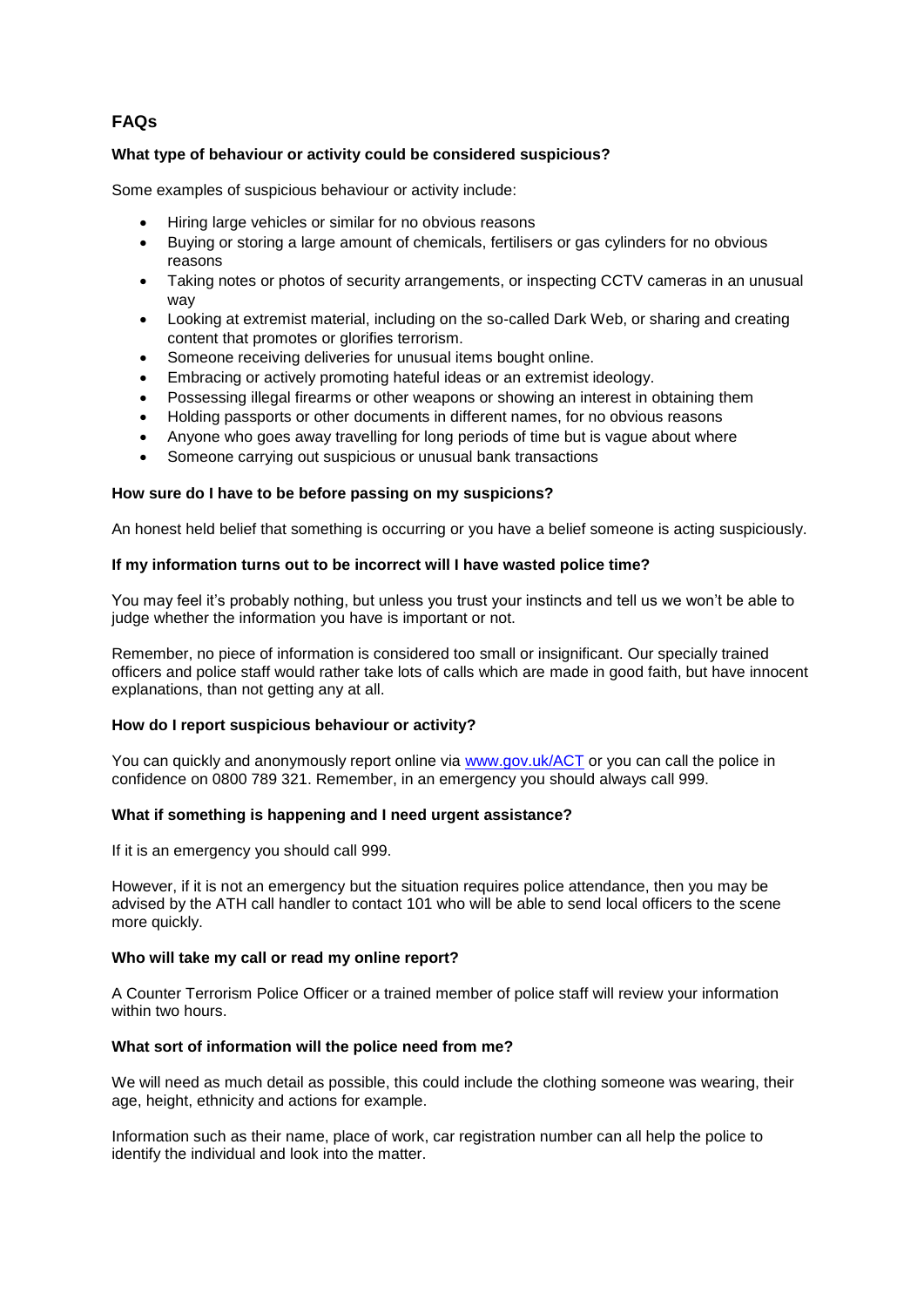## FAQs

**What type of behaviour or activity could be considered suspicious?**

Some examples of suspicious behaviour or activity include:

- Hiring large vehicles or similar for no obvious reasons
- Buying or storing a large amount of chemicals, fertilisers or gas cylinders for no obvious reasons
- Taking notes or photos of security arrangements, or inspecting CCTV cameras in an unusual way
- Looking at extremist material, including on the so-called Dark Web, or sharing and creating content that promotes or glorifies terrorism.
- Someone receiving deliveries for unusual items bought online.
- Embracing or actively promoting hateful ideas or an extremist ideology.
- Possessing illegal firearms or other weapons or showing an interest in obtaining them
- Holding passports or other documents in different names, for no obvious reasons
- Anyone who goes away travelling for long periods of time but is vague about where
- Someone carrying out suspicious or unusual bank transactions

**How sure do I have to be before passing on my suspicions?**

An honest held belief that something is occurring or you have a belief someone is acting suspiciously.

**If my information turns out to be incorrect will I have wasted police time?**

You may feel it's probably nothing, but unless you trust your instincts and tell us we won't be able to judge whether the information you have is important or not.

Remember, no piece of information is considered too small or insignificant. Our specially trained officers and police staff would rather take lots of calls which are made in good faith, but have innocent explanations, than not getting any at all.

**How do I report suspicious behaviour or activity?**

You can quickly and anonymously report online via www.gov.uk/ACT or you can call the police in confidence on 0800 789 321. Remember, in an emergency you should always call 999.

**What if something is happening and I need urgent assistance?**

If it is an emergency you should call 999.

However, if it is not an emergency but the situation requires police attendance, then you may be advised by the ATH call handler to contact 101 who will be able to send local officers to the scene more quickly.

**Who will take my call or read my online report?**

A Counter Terrorism Police Officer or a trained member of police staff will review your information within two hours.

**What sort of information will the police need from me?**

We will need as much detail as possible, this could include the clothing someone was wearing, their age, height, ethnicity and actions for example.

Information such as their name, place of work, car registration number can all help the police to identify the individual and look into the matter.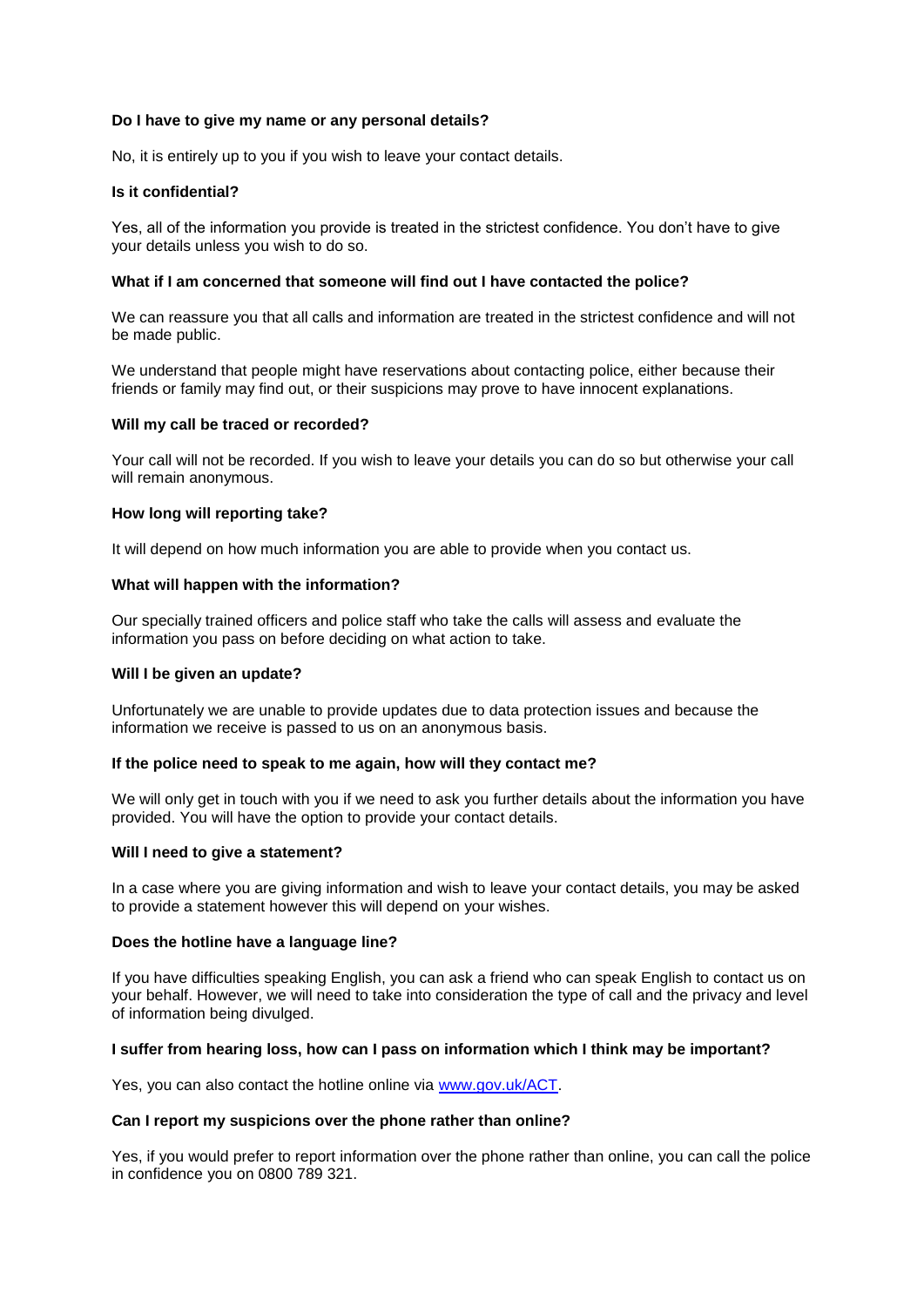**Do I have to give my name or any personal details?**

No, it is entirely up to you if you wish to leave your contact details.

**Is it confidential?**

Yes, all of the information you provide is treated in the strictest confidence. You don't have to give your details unless you wish to do so.

**What if I am concerned that someone will find out I have contacted the police?**

We can reassure you that all calls and information are treated in the strictest confidence and will not be made public.

We understand that people might have reservations about contacting police, either because their friends or family may find out, or their suspicions may prove to have innocent explanations.

**Will my call be traced or recorded?**

Your call will not be recorded. If you wish to leave your details you can do so but otherwise your call will remain anonymous.

**How long will reporting take?**

It will depend on how much information you are able to provide when you contact us.

**What will happen with the information?**

Our specially trained officers and police staff who take the calls will assess and evaluate the information you pass on before deciding on what action to take.

**Will I be given an update?**

Unfortunately we are unable to provide updates due to data protection issues and because the information we receive is passed to us on an anonymous basis.

**If the police need to speak to me again, how will they contact me?**

We will only get in touch with you if we need to ask you further details about the information you have provided. You will have the option to provide your contact details.

**Will I need to give a statement?**

In a case where you are giving information and wish to leave your contact details, you may be asked to provide a statement however this will depend on your wishes.

**Does the hotline have a language line?**

If you have difficulties speaking English, you can ask a friend who can speak English to contact us on your behalf. However, we will need to take into consideration the type of call and the privacy and level of information being divulged.

**I suffer from hearing loss, how can I pass on information which I think may be important?**

Yes, you can also contact the hotline online via [www.gov.uk/ACT](www.gov.uk/ACT).

**Can I report my suspicions over the phone rather than online?**

Yes, if you would prefer to report information over the phone rather than online, you can call the police in confidence you on 0800 789 321.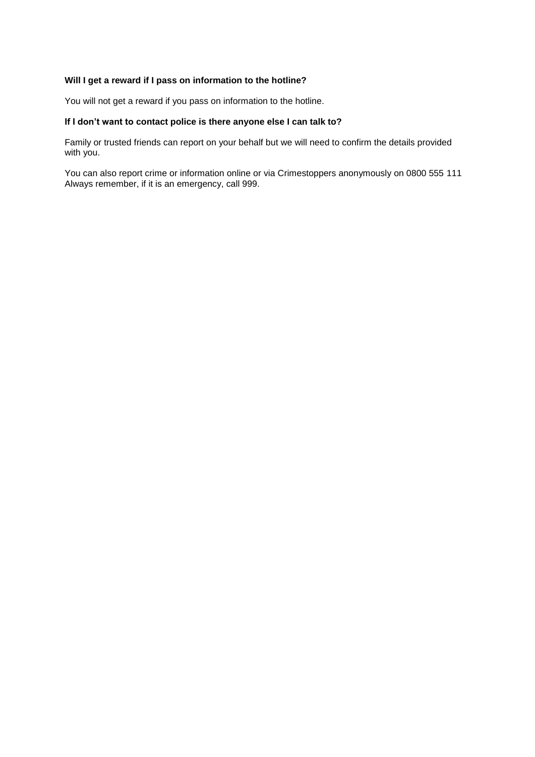**Will I get a reward if I pass on information to the hotline?**

You will not get a reward if you pass on information to the hotline.

**If I don't want to contact police is there anyone else I can talk to?**

Family or trusted friends can report on your behalf but we will need to confirm the details provided with you.

You can also report crime or information online or via Crimestoppers anonymously on 0800 555 111
Always remember, if it is an emergency, call 999.